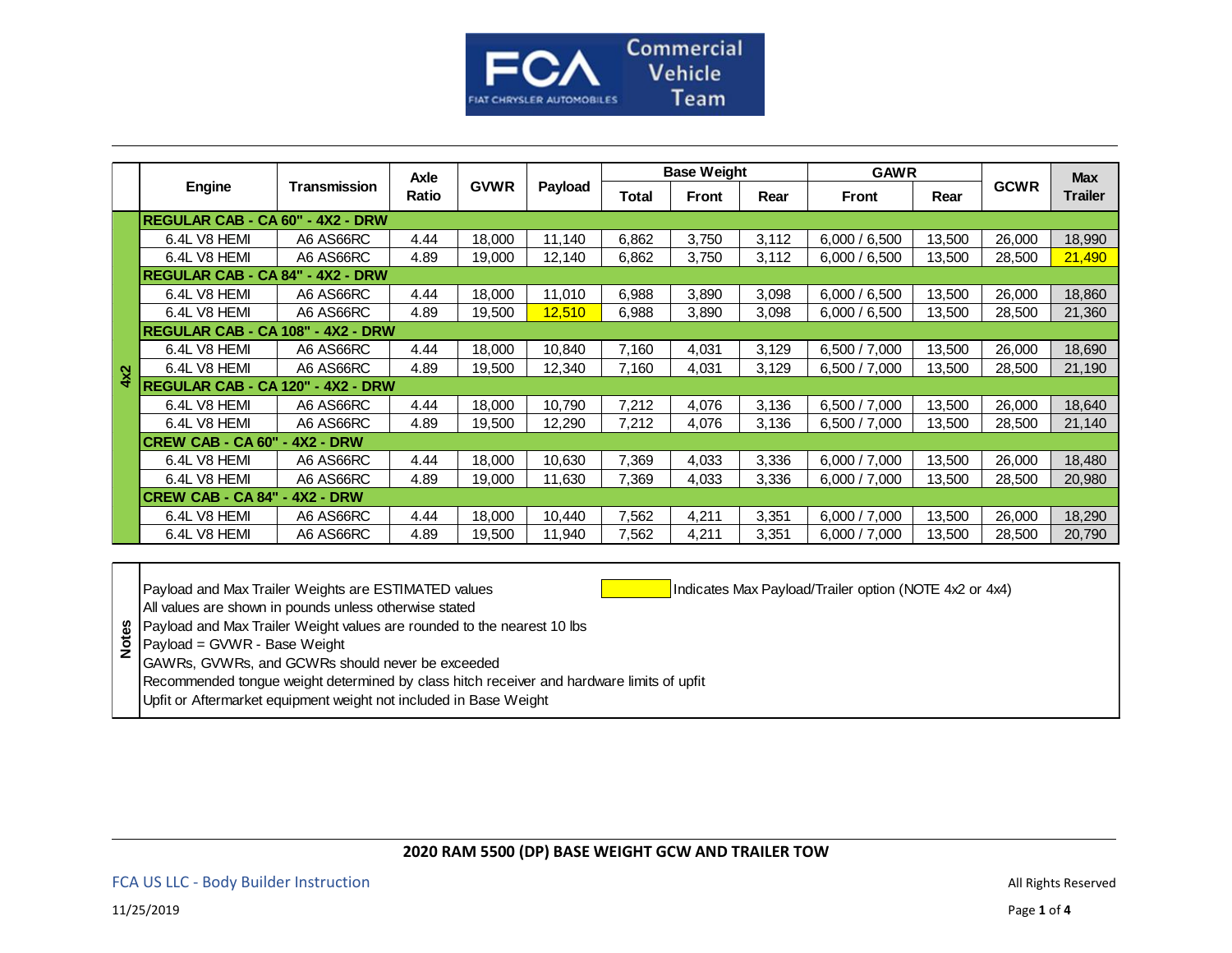Commercial Vehicle Team

| | Engine | Transmission | Axle Ratio | GVWR | Payload | Base Weight | | | GAWR | | GCWR | Max Trailer |
|---|---|---|---|---|---|---|---|---|---|---|---|---|
| | | | | | | Total | Front | Rear | Front | Rear | | |
| 4x2 | **REGULAR CAB - CA 60" - 4X2 - DRW** | | | | | | | | | | | |
| | 6.4L V8 HEMI | A6 AS66RC | 4.44 | 18,000 | 11,140 | 6,862 | 3,750 | 3,112 | 6,000 / 6,500 | 13,500 | 26,000 | 18,990 |
| | 6.4L V8 HEMI | A6 AS66RC | 4.89 | 19,000 | 12,140 | 6,862 | 3,750 | 3,112 | 6,000 / 6,500 | 13,500 | 28,500 | 21,490 |
| | **REGULAR CAB - CA 84" - 4X2 - DRW** | | | | | | | | | | | |
| | 6.4L V8 HEMI | A6 AS66RC | 4.44 | 18,000 | 11,010 | 6,988 | 3,890 | 3,098 | 6,000 / 6,500 | 13,500 | 26,000 | 18,860 |
| | 6.4L V8 HEMI | A6 AS66RC | 4.89 | 19,500 | 12,510 | 6,988 | 3,890 | 3,098 | 6,000 / 6,500 | 13,500 | 28,500 | 21,360 |
| | **REGULAR CAB - CA 108" - 4X2 - DRW** | | | | | | | | | | | |
| | 6.4L V8 HEMI | A6 AS66RC | 4.44 | 18,000 | 10,840 | 7,160 | 4,031 | 3,129 | 6,500 / 7,000 | 13,500 | 26,000 | 18,690 |
| | 6.4L V8 HEMI | A6 AS66RC | 4.89 | 19,500 | 12,340 | 7,160 | 4,031 | 3,129 | 6,500 / 7,000 | 13,500 | 28,500 | 21,190 |
| | **REGULAR CAB - CA 120" - 4X2 - DRW** | | | | | | | | | | | |
| | 6.4L V8 HEMI | A6 AS66RC | 4.44 | 18,000 | 10,790 | 7,212 | 4,076 | 3,136 | 6,500 / 7,000 | 13,500 | 26,000 | 18,640 |
| | 6.4L V8 HEMI | A6 AS66RC | 4.89 | 19,500 | 12,290 | 7,212 | 4,076 | 3,136 | 6,500 / 7,000 | 13,500 | 28,500 | 21,140 |
| | **CREW CAB - CA 60" - 4X2 - DRW** | | | | | | | | | | | |
| | 6.4L V8 HEMI | A6 AS66RC | 4.44 | 18,000 | 10,630 | 7,369 | 4,033 | 3,336 | 6,000 / 7,000 | 13,500 | 26,000 | 18,480 |
| | 6.4L V8 HEMI | A6 AS66RC | 4.89 | 19,000 | 11,630 | 7,369 | 4,033 | 3,336 | 6,000 / 7,000 | 13,500 | 28,500 | 20,980 |
| | **CREW CAB - CA 84" - 4X2 - DRW** | | | | | | | | | | | |
| | 6.4L V8 HEMI | A6 AS66RC | 4.44 | 18,000 | 10,440 | 7,562 | 4,211 | 3,351 | 6,000 / 7,000 | 13,500 | 26,000 | 18,290 |
| | 6.4L V8 HEMI | A6 AS66RC | 4.89 | 19,500 | 11,940 | 7,562 | 4,211 | 3,351 | 6,000 / 7,000 | 13,500 | 28,500 | 20,790 |

**Notes**

- Payload and Max Trailer Weights are ESTIMATED values
- All values are shown in pounds unless otherwise stated
- Payload and Max Trailer Weight values are rounded to the nearest 10 lbs
- Payload = GVWR - Base Weight
- GAWRs, GVWRs, and GCWRs should never be exceeded
- Recommended tongue weight determined by class hitch receiver and hardware limits of upfit
- Upfit or Aftermarket equipment weight not included in Base Weight

(Highlighted) Indicates Max Payload/Trailer option (NOTE 4x2 or 4x4)

**2020 RAM 5500 (DP) BASE WEIGHT GCW AND TRAILER TOW**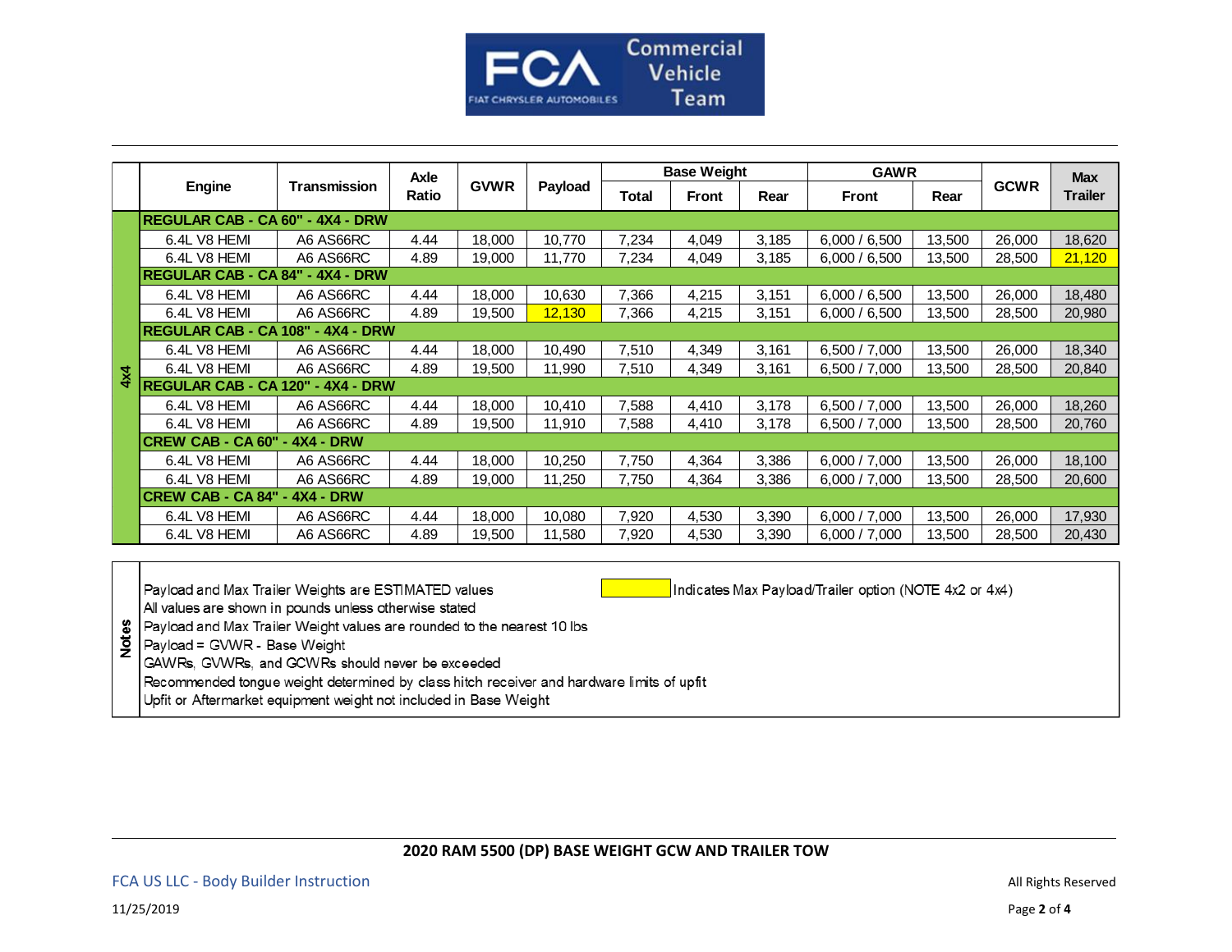FCA Commercial Vehicle Team

| | Engine | Transmission | Axle Ratio | GVWR | Payload | Base Weight | | | GAWR | | GCWR | Max Trailer |
|---|---|---|---|---|---|---|---|---|---|---|---|---|
| | | | | | | Total | Front | Rear | Front | Rear | | |
| 4x4 | **REGULAR CAB - CA 60" - 4X4 - DRW** | | | | | | | | | | | |
| | 6.4L V8 HEMI | A6 AS66RC | 4.44 | 18,000 | 10,770 | 7,234 | 4,049 | 3,185 | 6,000 / 6,500 | 13,500 | 26,000 | 18,620 |
| | 6.4L V8 HEMI | A6 AS66RC | 4.89 | 19,000 | 11,770 | 7,234 | 4,049 | 3,185 | 6,000 / 6,500 | 13,500 | 28,500 | 21,120 |
| | **REGULAR CAB - CA 84" - 4X4 - DRW** | | | | | | | | | | | |
| | 6.4L V8 HEMI | A6 AS66RC | 4.44 | 18,000 | 10,630 | 7,366 | 4,215 | 3,151 | 6,000 / 6,500 | 13,500 | 26,000 | 18,480 |
| | 6.4L V8 HEMI | A6 AS66RC | 4.89 | 19,500 | 12,130 | 7,366 | 4,215 | 3,151 | 6,000 / 6,500 | 13,500 | 28,500 | 20,980 |
| | **REGULAR CAB - CA 108" - 4X4 - DRW** | | | | | | | | | | | |
| | 6.4L V8 HEMI | A6 AS66RC | 4.44 | 18,000 | 10,490 | 7,510 | 4,349 | 3,161 | 6,500 / 7,000 | 13,500 | 26,000 | 18,340 |
| | 6.4L V8 HEMI | A6 AS66RC | 4.89 | 19,500 | 11,990 | 7,510 | 4,349 | 3,161 | 6,500 / 7,000 | 13,500 | 28,500 | 20,840 |
| | **REGULAR CAB - CA 120" - 4X4 - DRW** | | | | | | | | | | | |
| | 6.4L V8 HEMI | A6 AS66RC | 4.44 | 18,000 | 10,410 | 7,588 | 4,410 | 3,178 | 6,500 / 7,000 | 13,500 | 26,000 | 18,260 |
| | 6.4L V8 HEMI | A6 AS66RC | 4.89 | 19,500 | 11,910 | 7,588 | 4,410 | 3,178 | 6,500 / 7,000 | 13,500 | 28,500 | 20,760 |
| | **CREW CAB - CA 60" - 4X4 - DRW** | | | | | | | | | | | |
| | 6.4L V8 HEMI | A6 AS66RC | 4.44 | 18,000 | 10,250 | 7,750 | 4,364 | 3,386 | 6,000 / 7,000 | 13,500 | 26,000 | 18,100 |
| | 6.4L V8 HEMI | A6 AS66RC | 4.89 | 19,000 | 11,250 | 7,750 | 4,364 | 3,386 | 6,000 / 7,000 | 13,500 | 28,500 | 20,600 |
| | **CREW CAB - CA 84" - 4X4 - DRW** | | | | | | | | | | | |
| | 6.4L V8 HEMI | A6 AS66RC | 4.44 | 18,000 | 10,080 | 7,920 | 4,530 | 3,390 | 6,000 / 7,000 | 13,500 | 26,000 | 17,930 |
| | 6.4L V8 HEMI | A6 AS66RC | 4.89 | 19,500 | 11,580 | 7,920 | 4,530 | 3,390 | 6,000 / 7,000 | 13,500 | 28,500 | 20,430 |

**Notes**

- Payload and Max Trailer Weights are ESTIMATED values
- All values are shown in pounds unless otherwise stated
- Payload and Max Trailer Weight values are rounded to the nearest 10 lbs
- Payload = GVWR - Base Weight
- GAWRs, GVWRs, and GCWRs should never be exceeded
- Recommended tongue weight determined by class hitch receiver and hardware limits of upfit
- Upfit or Aftermarket equipment weight not included in Base Weight

(Yellow highlight) Indicates Max Payload/Trailer option (NOTE 4x2 or 4x4)

**2020 RAM 5500 (DP) BASE WEIGHT GCW AND TRAILER TOW**

FCA US LLC - Body Builder Instruction

All Rights Reserved

11/25/2019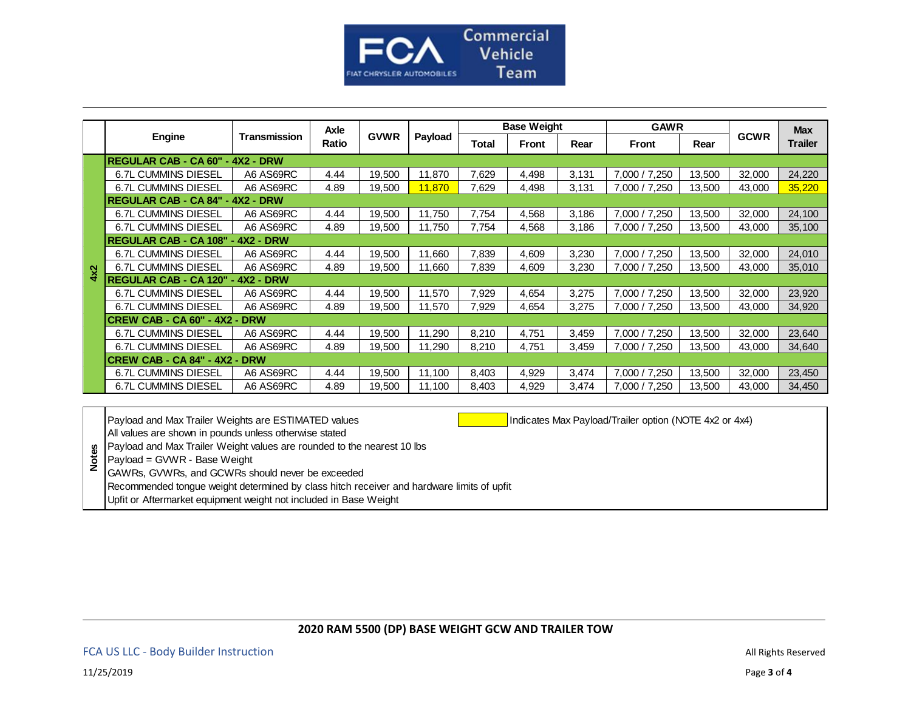| | Engine | Transmission | Axle Ratio | GVWR | Payload | Base Weight | | | GAWR | | GCWR | Max Trailer |
|---|---|---|---|---|---|---|---|---|---|---|---|---|
| | | | | | | Total | Front | Rear | Front | Rear | | |
| 4x2 | **REGULAR CAB - CA 60" - 4X2 - DRW** | | | | | | | | | | | |
| | 6.7L CUMMINS DIESEL | A6 AS69RC | 4.44 | 19,500 | 11,870 | 7,629 | 4,498 | 3,131 | 7,000 / 7,250 | 13,500 | 32,000 | 24,220 |
| | 6.7L CUMMINS DIESEL | A6 AS69RC | 4.89 | 19,500 | 11,870 | 7,629 | 4,498 | 3,131 | 7,000 / 7,250 | 13,500 | 43,000 | 35,220 |
| | **REGULAR CAB - CA 84" - 4X2 - DRW** | | | | | | | | | | | |
| | 6.7L CUMMINS DIESEL | A6 AS69RC | 4.44 | 19,500 | 11,750 | 7,754 | 4,568 | 3,186 | 7,000 / 7,250 | 13,500 | 32,000 | 24,100 |
| | 6.7L CUMMINS DIESEL | A6 AS69RC | 4.89 | 19,500 | 11,750 | 7,754 | 4,568 | 3,186 | 7,000 / 7,250 | 13,500 | 43,000 | 35,100 |
| | **REGULAR CAB - CA 108" - 4X2 - DRW** | | | | | | | | | | | |
| | 6.7L CUMMINS DIESEL | A6 AS69RC | 4.44 | 19,500 | 11,660 | 7,839 | 4,609 | 3,230 | 7,000 / 7,250 | 13,500 | 32,000 | 24,010 |
| | 6.7L CUMMINS DIESEL | A6 AS69RC | 4.89 | 19,500 | 11,660 | 7,839 | 4,609 | 3,230 | 7,000 / 7,250 | 13,500 | 43,000 | 35,010 |
| | **REGULAR CAB - CA 120" - 4X2 - DRW** | | | | | | | | | | | |
| | 6.7L CUMMINS DIESEL | A6 AS69RC | 4.44 | 19,500 | 11,570 | 7,929 | 4,654 | 3,275 | 7,000 / 7,250 | 13,500 | 32,000 | 23,920 |
| | 6.7L CUMMINS DIESEL | A6 AS69RC | 4.89 | 19,500 | 11,570 | 7,929 | 4,654 | 3,275 | 7,000 / 7,250 | 13,500 | 43,000 | 34,920 |
| | **CREW CAB - CA 60" - 4X2 - DRW** | | | | | | | | | | | |
| | 6.7L CUMMINS DIESEL | A6 AS69RC | 4.44 | 19,500 | 11,290 | 8,210 | 4,751 | 3,459 | 7,000 / 7,250 | 13,500 | 32,000 | 23,640 |
| | 6.7L CUMMINS DIESEL | A6 AS69RC | 4.89 | 19,500 | 11,290 | 8,210 | 4,751 | 3,459 | 7,000 / 7,250 | 13,500 | 43,000 | 34,640 |
| | **CREW CAB - CA 84" - 4X2 - DRW** | | | | | | | | | | | |
| | 6.7L CUMMINS DIESEL | A6 AS69RC | 4.44 | 19,500 | 11,100 | 8,403 | 4,929 | 3,474 | 7,000 / 7,250 | 13,500 | 32,000 | 23,450 |
| | 6.7L CUMMINS DIESEL | A6 AS69RC | 4.89 | 19,500 | 11,100 | 8,403 | 4,929 | 3,474 | 7,000 / 7,250 | 13,500 | 43,000 | 34,450 |

**Notes**

- Payload and Max Trailer Weights are ESTIMATED values
- All values are shown in pounds unless otherwise stated
- Payload and Max Trailer Weight values are rounded to the nearest 10 lbs
- Payload = GVWR - Base Weight
- GAWRs, GVWRs, and GCWRs should never be exceeded
- Recommended tongue weight determined by class hitch receiver and hardware limits of upfit
- Upfit or Aftermarket equipment weight not included in Base Weight

(Highlighted) Indicates Max Payload/Trailer option (NOTE 4x2 or 4x4)

**2020 RAM 5500 (DP) BASE WEIGHT GCW AND TRAILER TOW**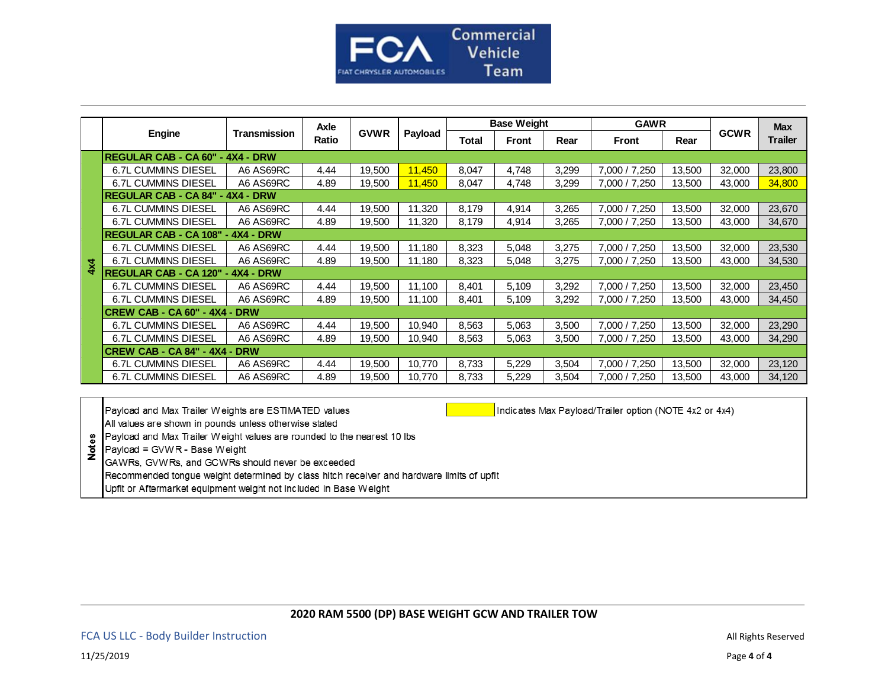FCA Commercial Vehicle Team

| | Engine | Transmission | Axle Ratio | GVWR | Payload | Base Weight | | | GAWR | | GCWR | Max Trailer |
|---|---|---|---|---|---|---|---|---|---|---|---|---|
| | | | | | | Total | Front | Rear | Front | Rear | | |
| 4x4 | REGULAR CAB - CA 60" - 4X4 - DRW | | | | | | | | | | | |
| | 6.7L CUMMINS DIESEL | A6 AS69RC | 4.44 | 19,500 | 11,450 | 8,047 | 4,748 | 3,299 | 7,000 / 7,250 | 13,500 | 32,000 | 23,800 |
| | 6.7L CUMMINS DIESEL | A6 AS69RC | 4.89 | 19,500 | 11,450 | 8,047 | 4,748 | 3,299 | 7,000 / 7,250 | 13,500 | 43,000 | 34,800 |
| | REGULAR CAB - CA 84" - 4X4 - DRW | | | | | | | | | | | |
| | 6.7L CUMMINS DIESEL | A6 AS69RC | 4.44 | 19,500 | 11,320 | 8,179 | 4,914 | 3,265 | 7,000 / 7,250 | 13,500 | 32,000 | 23,670 |
| | 6.7L CUMMINS DIESEL | A6 AS69RC | 4.89 | 19,500 | 11,320 | 8,179 | 4,914 | 3,265 | 7,000 / 7,250 | 13,500 | 43,000 | 34,670 |
| | REGULAR CAB - CA 108" - 4X4 - DRW | | | | | | | | | | | |
| | 6.7L CUMMINS DIESEL | A6 AS69RC | 4.44 | 19,500 | 11,180 | 8,323 | 5,048 | 3,275 | 7,000 / 7,250 | 13,500 | 32,000 | 23,530 |
| | 6.7L CUMMINS DIESEL | A6 AS69RC | 4.89 | 19,500 | 11,180 | 8,323 | 5,048 | 3,275 | 7,000 / 7,250 | 13,500 | 43,000 | 34,530 |
| | REGULAR CAB - CA 120" - 4X4 - DRW | | | | | | | | | | | |
| | 6.7L CUMMINS DIESEL | A6 AS69RC | 4.44 | 19,500 | 11,100 | 8,401 | 5,109 | 3,292 | 7,000 / 7,250 | 13,500 | 32,000 | 23,450 |
| | 6.7L CUMMINS DIESEL | A6 AS69RC | 4.89 | 19,500 | 11,100 | 8,401 | 5,109 | 3,292 | 7,000 / 7,250 | 13,500 | 43,000 | 34,450 |
| | CREW CAB - CA 60" - 4X4 - DRW | | | | | | | | | | | |
| | 6.7L CUMMINS DIESEL | A6 AS69RC | 4.44 | 19,500 | 10,940 | 8,563 | 5,063 | 3,500 | 7,000 / 7,250 | 13,500 | 32,000 | 23,290 |
| | 6.7L CUMMINS DIESEL | A6 AS69RC | 4.89 | 19,500 | 10,940 | 8,563 | 5,063 | 3,500 | 7,000 / 7,250 | 13,500 | 43,000 | 34,290 |
| | CREW CAB - CA 84" - 4X4 - DRW | | | | | | | | | | | |
| | 6.7L CUMMINS DIESEL | A6 AS69RC | 4.44 | 19,500 | 10,770 | 8,733 | 5,229 | 3,504 | 7,000 / 7,250 | 13,500 | 32,000 | 23,120 |
| | 6.7L CUMMINS DIESEL | A6 AS69RC | 4.89 | 19,500 | 10,770 | 8,733 | 5,229 | 3,504 | 7,000 / 7,250 | 13,500 | 43,000 | 34,120 |

**Notes**

- Payload and Max Trailer Weights are ESTIMATED values
- All values are shown in pounds unless otherwise stated
- Payload and Max Trailer Weight values are rounded to the nearest 10 lbs
- Payload = GVWR - Base Weight
- GAWRs, GVWRs, and GCWRs should never be exceeded
- Recommended tongue weight determined by class hitch receiver and hardware limits of upfit
- Upfit or Aftermarket equipment weight not included in Base Weight

(Yellow highlight) Indicates Max Payload/Trailer option (NOTE 4x2 or 4x4)

**2020 RAM 5500 (DP) BASE WEIGHT GCW AND TRAILER TOW**

FCA US LLC - Body Builder Instruction

All Rights Reserved

11/25/2019